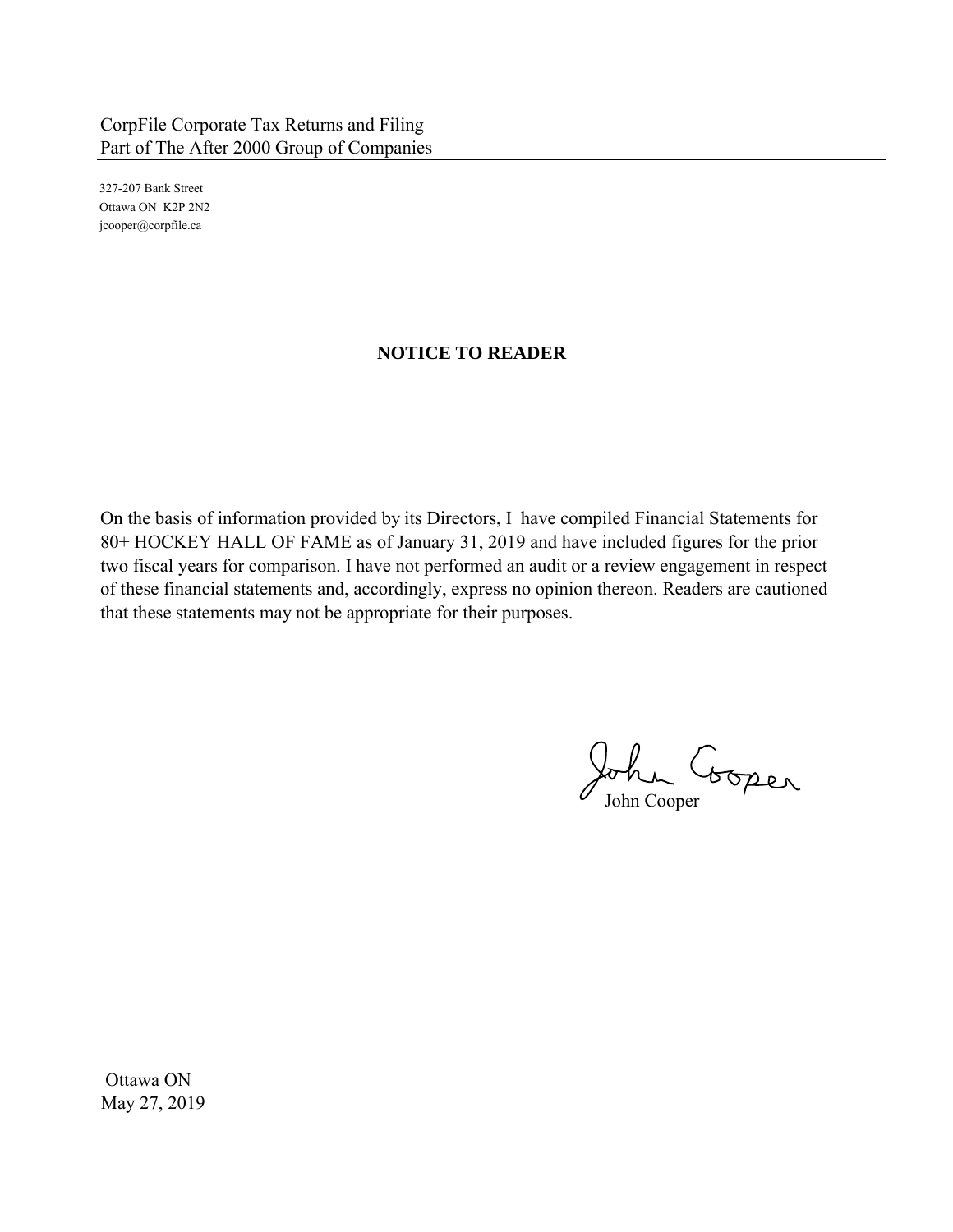CorpFile Corporate Tax Returns and Filing
Part of The After 2000 Group of Companies

327-207 Bank Street
Ottawa ON K2P 2N2
jcooper@corpfile.ca

## NOTICE TO READER

On the basis of information provided by its Directors, I have compiled Financial Statements for 80+ HOCKEY HALL OF FAME as of January 31, 2019 and have included figures for the prior two fiscal years for comparison. I have not performed an audit or a review engagement in respect of these financial statements and, accordingly, express no opinion thereon. Readers are cautioned that these statements may not be appropriate for their purposes.

John Cooper

Ottawa ON
May 27, 2019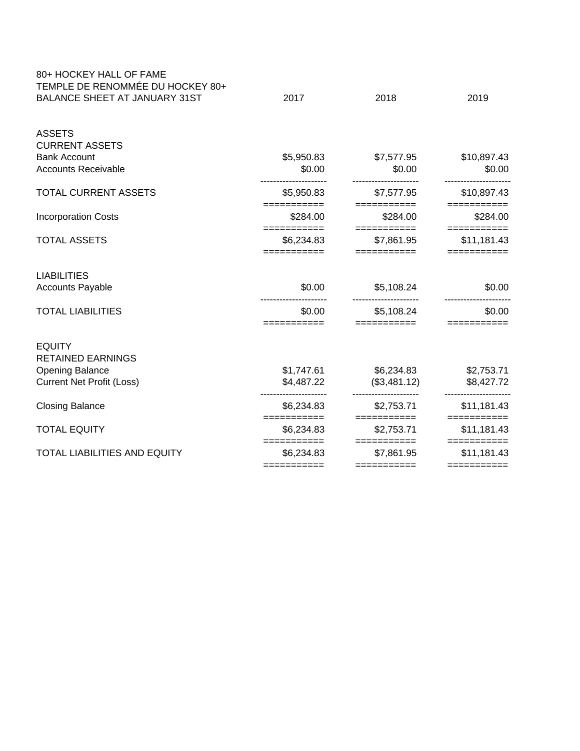80+ HOCKEY HALL OF FAME
TEMPLE DE RENOMMÉE DU HOCKEY 80+
BALANCE SHEET AT JANUARY 31ST

| | 2017 | 2018 | 2019 |
|---|---|---|---|
| **ASSETS** | | | |
| **CURRENT ASSETS** | | | |
| Bank Account | $5,950.83 | $7,577.95 | $10,897.43 |
| Accounts Receivable | $0.00 | $0.00 | $0.00 |
| TOTAL CURRENT ASSETS | $5,950.83 | $7,577.95 | $10,897.43 |
| Incorporation Costs | $284.00 | $284.00 | $284.00 |
| TOTAL ASSETS | $6,234.83 | $7,861.95 | $11,181.43 |
| **LIABILITIES** | | | |
| Accounts Payable | $0.00 | $5,108.24 | $0.00 |
| TOTAL LIABILITIES | $0.00 | $5,108.24 | $0.00 |
| **EQUITY** | | | |
| **RETAINED EARNINGS** | | | |
| Opening Balance | $1,747.61 | $6,234.83 | $2,753.71 |
| Current Net Profit (Loss) | $4,487.22 | ($3,481.12) | $8,427.72 |
| Closing Balance | $6,234.83 | $2,753.71 | $11,181.43 |
| TOTAL EQUITY | $6,234.83 | $2,753.71 | $11,181.43 |
| TOTAL LIABILITIES AND EQUITY | $6,234.83 | $7,861.95 | $11,181.43 |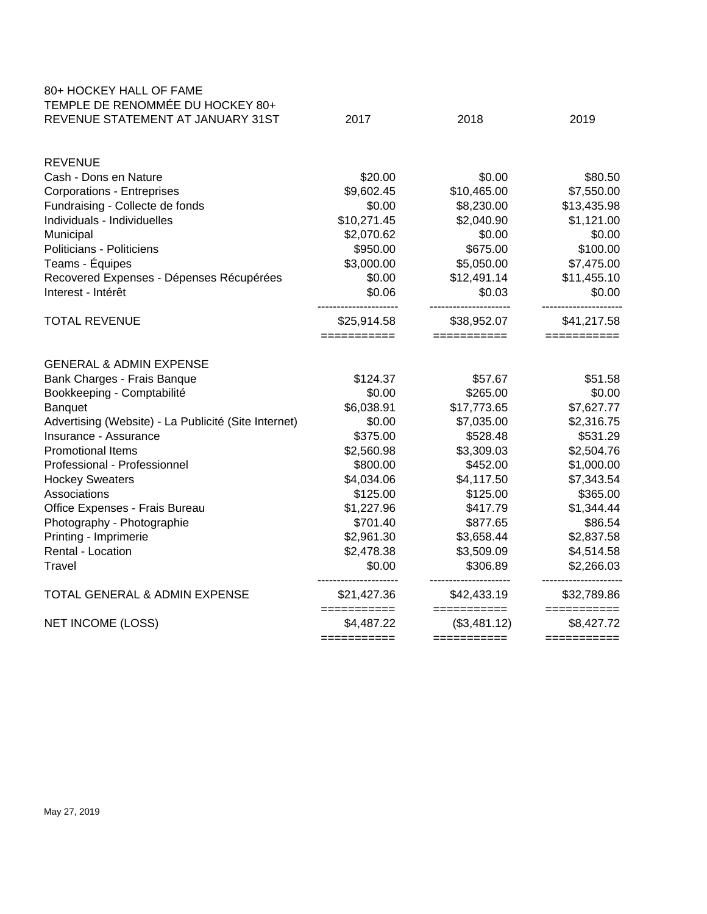80+ HOCKEY HALL OF FAME
TEMPLE DE RENOMMÉE DU HOCKEY 80+

| REVENUE STATEMENT AT JANUARY 31ST | 2017 | 2018 | 2019 |
|---|---|---|---|
| **REVENUE** | | | |
| Cash - Dons en Nature | $20.00 | $0.00 | $80.50 |
| Corporations - Entreprises | $9,602.45 | $10,465.00 | $7,550.00 |
| Fundraising - Collecte de fonds | $0.00 | $8,230.00 | $13,435.98 |
| Individuals - Individuelles | $10,271.45 | $2,040.90 | $1,121.00 |
| Municipal | $2,070.62 | $0.00 | $0.00 |
| Politicians - Politiciens | $950.00 | $675.00 | $100.00 |
| Teams - Équipes | $3,000.00 | $5,050.00 | $7,475.00 |
| Recovered Expenses - Dépenses Récupérées | $0.00 | $12,491.14 | $11,455.10 |
| Interest - Intérêt | $0.06 | $0.03 | $0.00 |
| TOTAL REVENUE | $25,914.58 | $38,952.07 | $41,217.58 |
| **GENERAL & ADMIN EXPENSE** | | | |
| Bank Charges - Frais Banque | $124.37 | $57.67 | $51.58 |
| Bookkeeping - Comptabilité | $0.00 | $265.00 | $0.00 |
| Banquet | $6,038.91 | $17,773.65 | $7,627.77 |
| Advertising (Website) - La Publicité (Site Internet) | $0.00 | $7,035.00 | $2,316.75 |
| Insurance - Assurance | $375.00 | $528.48 | $531.29 |
| Promotional Items | $2,560.98 | $3,309.03 | $2,504.76 |
| Professional - Professionnel | $800.00 | $452.00 | $1,000.00 |
| Hockey Sweaters | $4,034.06 | $4,117.50 | $7,343.54 |
| Associations | $125.00 | $125.00 | $365.00 |
| Office Expenses - Frais Bureau | $1,227.96 | $417.79 | $1,344.44 |
| Photography - Photographie | $701.40 | $877.65 | $86.54 |
| Printing - Imprimerie | $2,961.30 | $3,658.44 | $2,837.58 |
| Rental - Location | $2,478.38 | $3,509.09 | $4,514.58 |
| Travel | $0.00 | $306.89 | $2,266.03 |
| TOTAL GENERAL & ADMIN EXPENSE | $21,427.36 | $42,433.19 | $32,789.86 |
| NET INCOME (LOSS) | $4,487.22 | ($3,481.12) | $8,427.72 |

May 27, 2019